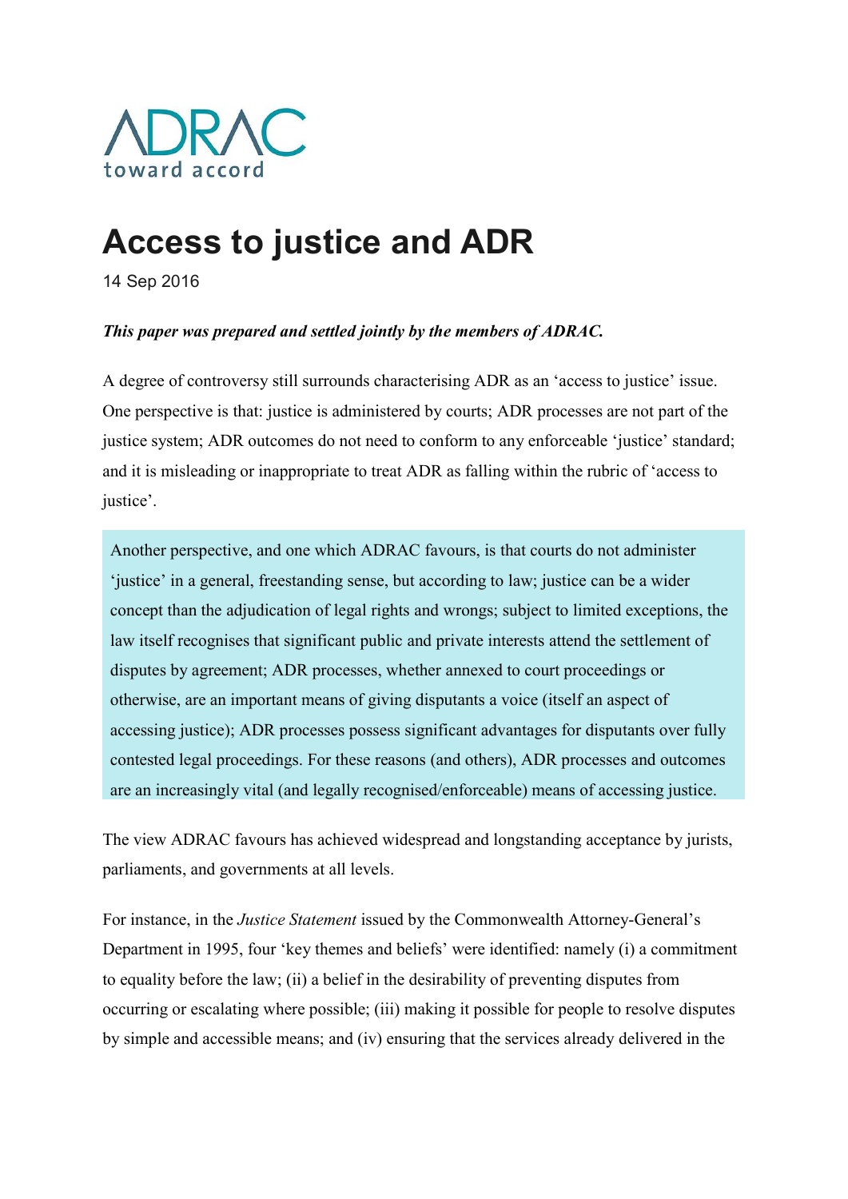ADRAC
toward accord

# Access to justice and ADR

14 Sep 2016

***This paper was prepared and settled jointly by the members of ADRAC.***

A degree of controversy still surrounds characterising ADR as an 'access to justice' issue. One perspective is that: justice is administered by courts; ADR processes are not part of the justice system; ADR outcomes do not need to conform to any enforceable 'justice' standard; and it is misleading or inappropriate to treat ADR as falling within the rubric of 'access to justice'.

Another perspective, and one which ADRAC favours, is that courts do not administer 'justice' in a general, freestanding sense, but according to law; justice can be a wider concept than the adjudication of legal rights and wrongs; subject to limited exceptions, the law itself recognises that significant public and private interests attend the settlement of disputes by agreement; ADR processes, whether annexed to court proceedings or otherwise, are an important means of giving disputants a voice (itself an aspect of accessing justice); ADR processes possess significant advantages for disputants over fully contested legal proceedings. For these reasons (and others), ADR processes and outcomes are an increasingly vital (and legally recognised/enforceable) means of accessing justice.

The view ADRAC favours has achieved widespread and longstanding acceptance by jurists, parliaments, and governments at all levels.

For instance, in the *Justice Statement* issued by the Commonwealth Attorney-General's Department in 1995, four 'key themes and beliefs' were identified: namely (i) a commitment to equality before the law; (ii) a belief in the desirability of preventing disputes from occurring or escalating where possible; (iii) making it possible for people to resolve disputes by simple and accessible means; and (iv) ensuring that the services already delivered in the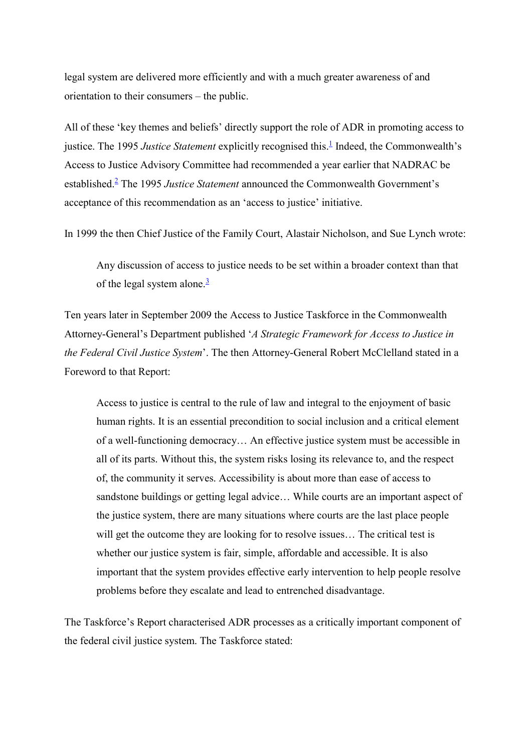legal system are delivered more efficiently and with a much greater awareness of and orientation to their consumers – the public.

All of these 'key themes and beliefs' directly support the role of ADR in promoting access to justice. The 1995 *Justice Statement* explicitly recognised this.[1] Indeed, the Commonwealth's Access to Justice Advisory Committee had recommended a year earlier that NADRAC be established.[2] The 1995 *Justice Statement* announced the Commonwealth Government's acceptance of this recommendation as an 'access to justice' initiative.

In 1999 the then Chief Justice of the Family Court, Alastair Nicholson, and Sue Lynch wrote:

> Any discussion of access to justice needs to be set within a broader context than that of the legal system alone.[3]

Ten years later in September 2009 the Access to Justice Taskforce in the Commonwealth Attorney-General's Department published '*A Strategic Framework for Access to Justice in the Federal Civil Justice System*'. The then Attorney-General Robert McClelland stated in a Foreword to that Report:

> Access to justice is central to the rule of law and integral to the enjoyment of basic human rights. It is an essential precondition to social inclusion and a critical element of a well-functioning democracy… An effective justice system must be accessible in all of its parts. Without this, the system risks losing its relevance to, and the respect of, the community it serves. Accessibility is about more than ease of access to sandstone buildings or getting legal advice… While courts are an important aspect of the justice system, there are many situations where courts are the last place people will get the outcome they are looking for to resolve issues… The critical test is whether our justice system is fair, simple, affordable and accessible. It is also important that the system provides effective early intervention to help people resolve problems before they escalate and lead to entrenched disadvantage.

The Taskforce's Report characterised ADR processes as a critically important component of the federal civil justice system. The Taskforce stated: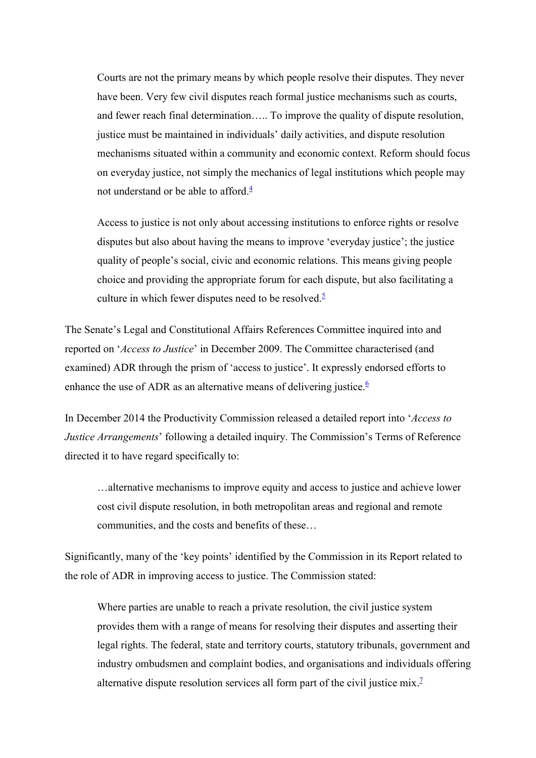> Courts are not the primary means by which people resolve their disputes. They never have been. Very few civil disputes reach formal justice mechanisms such as courts, and fewer reach final determination….. To improve the quality of dispute resolution, justice must be maintained in individuals' daily activities, and dispute resolution mechanisms situated within a community and economic context. Reform should focus on everyday justice, not simply the mechanics of legal institutions which people may not understand or be able to afford.[4]

> Access to justice is not only about accessing institutions to enforce rights or resolve disputes but also about having the means to improve 'everyday justice'; the justice quality of people's social, civic and economic relations. This means giving people choice and providing the appropriate forum for each dispute, but also facilitating a culture in which fewer disputes need to be resolved.[5]

The Senate's Legal and Constitutional Affairs References Committee inquired into and reported on '*Access to Justice*' in December 2009. The Committee characterised (and examined) ADR through the prism of 'access to justice'. It expressly endorsed efforts to enhance the use of ADR as an alternative means of delivering justice.[6]

In December 2014 the Productivity Commission released a detailed report into '*Access to Justice Arrangements*' following a detailed inquiry. The Commission's Terms of Reference directed it to have regard specifically to:

> …alternative mechanisms to improve equity and access to justice and achieve lower cost civil dispute resolution, in both metropolitan areas and regional and remote communities, and the costs and benefits of these…

Significantly, many of the 'key points' identified by the Commission in its Report related to the role of ADR in improving access to justice. The Commission stated:

> Where parties are unable to reach a private resolution, the civil justice system provides them with a range of means for resolving their disputes and asserting their legal rights. The federal, state and territory courts, statutory tribunals, government and industry ombudsmen and complaint bodies, and organisations and individuals offering alternative dispute resolution services all form part of the civil justice mix.[7]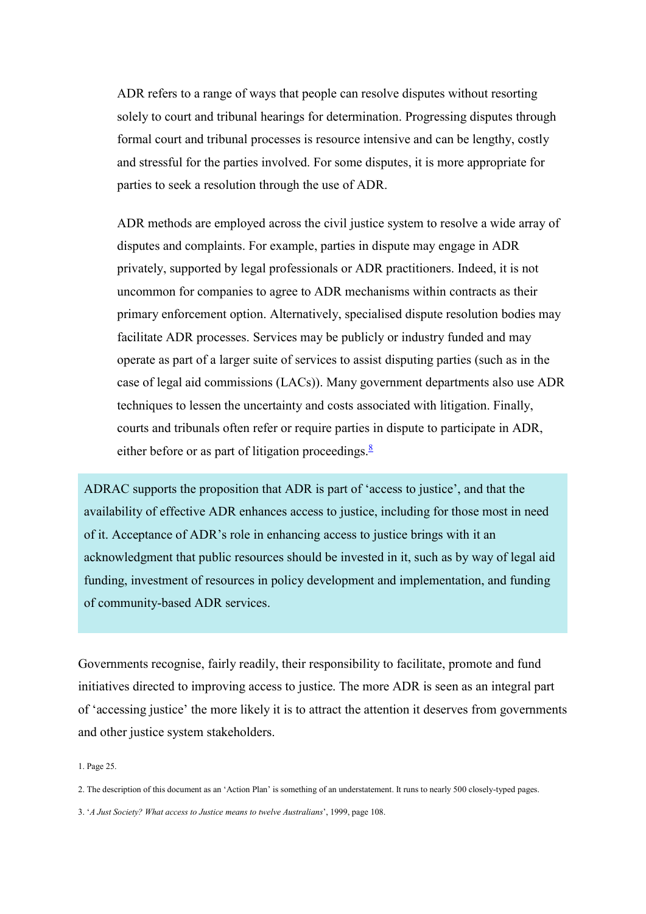> ADR refers to a range of ways that people can resolve disputes without resorting solely to court and tribunal hearings for determination. Progressing disputes through formal court and tribunal processes is resource intensive and can be lengthy, costly and stressful for the parties involved. For some disputes, it is more appropriate for parties to seek a resolution through the use of ADR.
>
> ADR methods are employed across the civil justice system to resolve a wide array of disputes and complaints. For example, parties in dispute may engage in ADR privately, supported by legal professionals or ADR practitioners. Indeed, it is not uncommon for companies to agree to ADR mechanisms within contracts as their primary enforcement option. Alternatively, specialised dispute resolution bodies may facilitate ADR processes. Services may be publicly or industry funded and may operate as part of a larger suite of services to assist disputing parties (such as in the case of legal aid commissions (LACs)). Many government departments also use ADR techniques to lessen the uncertainty and costs associated with litigation. Finally, courts and tribunals often refer or require parties in dispute to participate in ADR, either before or as part of litigation proceedings.[8]

ADRAC supports the proposition that ADR is part of 'access to justice', and that the availability of effective ADR enhances access to justice, including for those most in need of it. Acceptance of ADR's role in enhancing access to justice brings with it an acknowledgment that public resources should be invested in it, such as by way of legal aid funding, investment of resources in policy development and implementation, and funding of community-based ADR services.

Governments recognise, fairly readily, their responsibility to facilitate, promote and fund initiatives directed to improving access to justice. The more ADR is seen as an integral part of 'accessing justice' the more likely it is to attract the attention it deserves from governments and other justice system stakeholders.

1. Page 25.

2. The description of this document as an 'Action Plan' is something of an understatement. It runs to nearly 500 closely-typed pages.

3. '*A Just Society? What access to Justice means to twelve Australians*', 1999, page 108.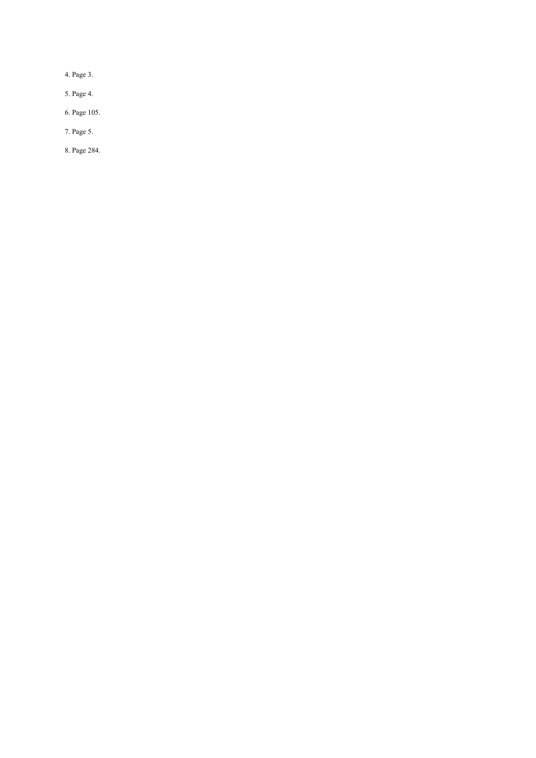4. Page 3.

5. Page 4.

6. Page 105.

7. Page 5.

8. Page 284.